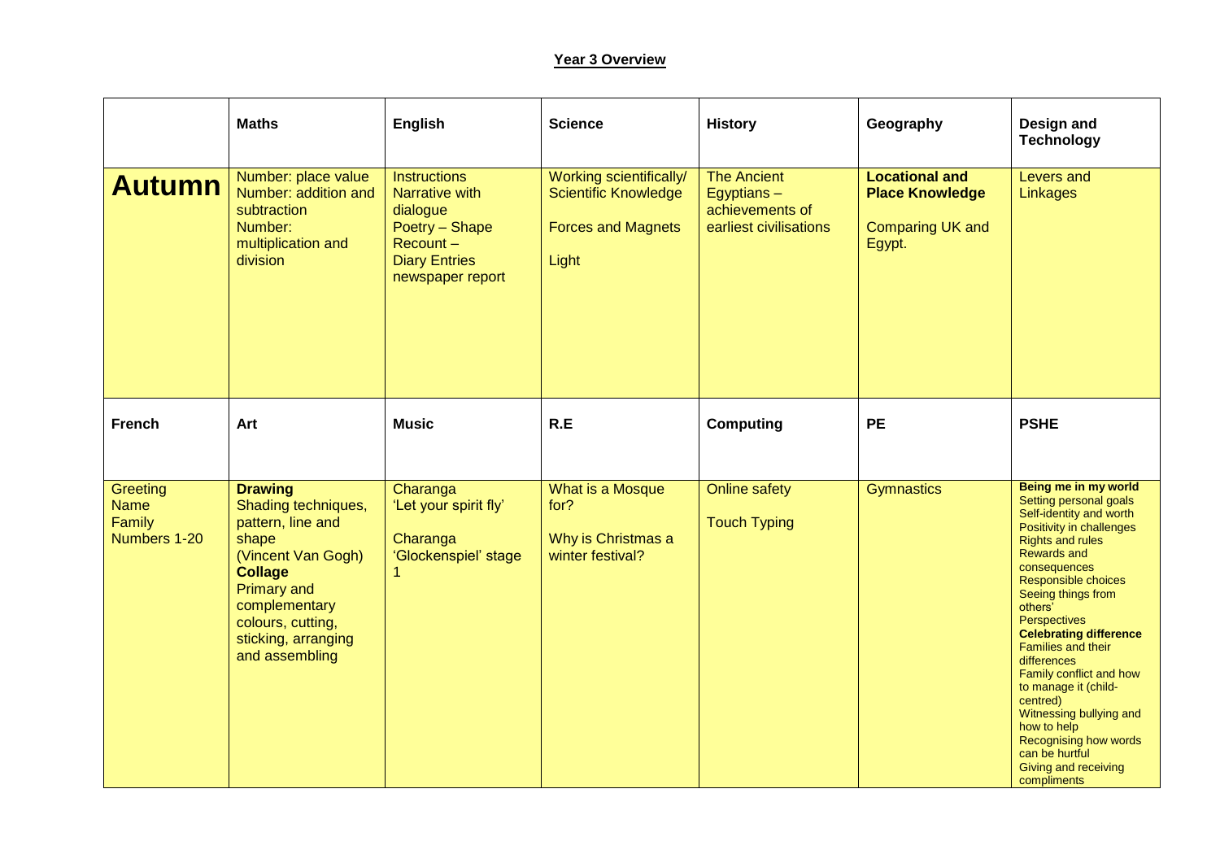**Year 3 Overview**

| | **Maths** | **English** | **Science** | **History** | **Geography** | **Design and Technology** |
|---|---|---|---|---|---|---|
| **Autumn** | Number: place value<br>Number: addition and subtraction<br>Number: multiplication and division | Instructions<br>Narrative with dialogue<br>Poetry – Shape<br>Recount –<br>Diary Entries<br>newspaper report | Working scientifically/ Scientific Knowledge<br><br>Forces and Magnets<br><br>Light | The Ancient Egyptians – achievements of earliest civilisations | **Locational and Place Knowledge**<br><br>Comparing UK and Egypt. | Levers and Linkages |
| **French** | **Art** | **Music** | **R.E** | **Computing** | **PE** | **PSHE** |
| Greeting<br>Name<br>Family<br>Numbers 1-20 | **Drawing**<br>Shading techniques, pattern, line and shape<br>(Vincent Van Gogh)<br>**Collage**<br>Primary and complementary colours, cutting, sticking, arranging and assembling | Charanga<br>'Let your spirit fly'<br><br>Charanga<br>'Glockenspiel' stage 1 | What is a Mosque for?<br><br>Why is Christmas a winter festival? | Online safety<br><br>Touch Typing | Gymnastics | **Being me in my world**<br>Setting personal goals<br>Self-identity and worth<br>Positivity in challenges<br>Rights and rules<br>Rewards and consequences<br>Responsible choices<br>Seeing things from others'<br>Perspectives<br>**Celebrating difference**<br>Families and their differences<br>Family conflict and how to manage it (child-centred)<br>Witnessing bullying and how to help<br>Recognising how words can be hurtful<br>Giving and receiving compliments |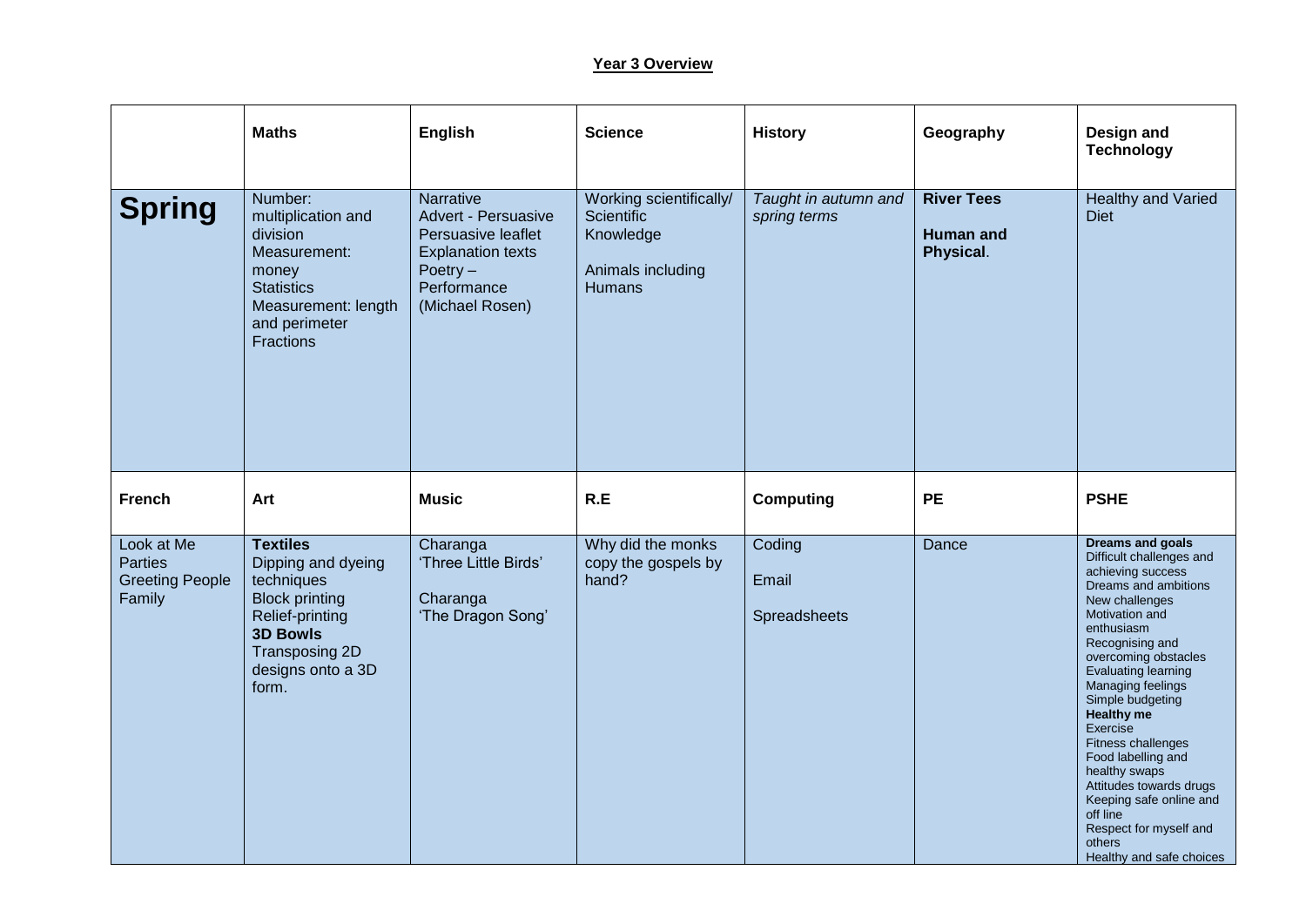**Year 3 Overview**

| | Maths | English | Science | History | Geography | Design and Technology |
|---|---|---|---|---|---|---|
| **Spring** | Number: multiplication and division<br>Measurement: money<br>Statistics<br>Measurement: length and perimeter<br>Fractions | Narrative<br>Advert - Persuasive<br>Persuasive leaflet<br>Explanation texts<br>Poetry – Performance (Michael Rosen) | Working scientifically/ Scientific Knowledge<br><br>Animals including Humans | *Taught in autumn and spring terms* | **River Tees**<br><br>**Human and Physical**. | Healthy and Varied Diet |
| **French** | **Art** | **Music** | **R.E** | **Computing** | **PE** | **PSHE** |
| Look at Me<br>Parties<br>Greeting People<br>Family | **Textiles**<br>Dipping and dyeing techniques<br>Block printing<br>Relief-printing<br>**3D Bowls**<br>Transposing 2D designs onto a 3D form. | Charanga<br>'Three Little Birds'<br><br>Charanga<br>'The Dragon Song' | Why did the monks copy the gospels by hand? | Coding<br><br>Email<br><br>Spreadsheets | Dance | **Dreams and goals**<br>Difficult challenges and achieving success<br>Dreams and ambitions<br>New challenges<br>Motivation and enthusiasm<br>Recognising and overcoming obstacles<br>Evaluating learning<br>Managing feelings<br>Simple budgeting<br>**Healthy me**<br>Exercise<br>Fitness challenges<br>Food labelling and healthy swaps<br>Attitudes towards drugs<br>Keeping safe online and off line<br>Respect for myself and others<br>Healthy and safe choices |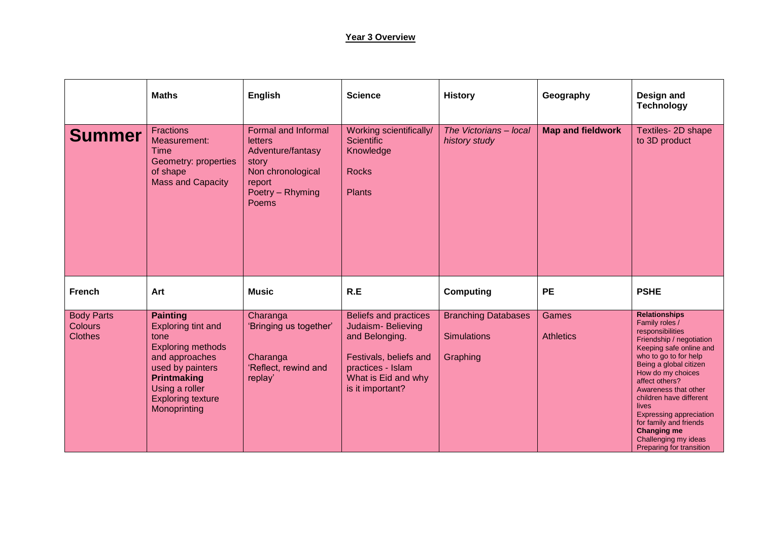**Year 3 Overview**

| | Maths | English | Science | History | Geography | Design and Technology |
|---|---|---|---|---|---|---|
| **Summer** | Fractions<br>Measurement: Time<br>Geometry: properties of shape<br>Mass and Capacity | Formal and Informal letters<br>Adventure/fantasy story<br>Non chronological report<br>Poetry – Rhyming Poems | Working scientifically/ Scientific Knowledge<br><br>Rocks<br><br>Plants | *The Victorians – local history study* | **Map and fieldwork** | Textiles- 2D shape to 3D product |
| **French** | **Art** | **Music** | **R.E** | **Computing** | **PE** | **PSHE** |
| Body Parts<br>Colours<br>Clothes | **Painting**<br>Exploring tint and tone<br>Exploring methods and approaches used by painters<br>**Printmaking**<br>Using a roller<br>Exploring texture<br>Monoprinting | Charanga<br>'Bringing us together'<br><br>Charanga<br>'Reflect, rewind and replay' | Beliefs and practices Judaism- Believing and Belonging.<br><br>Festivals, beliefs and practices - Islam<br>What is Eid and why is it important? | Branching Databases<br><br>Simulations<br><br>Graphing | Games<br><br>Athletics | **Relationships**<br>Family roles / responsibilities<br>Friendship / negotiation<br>Keeping safe online and who to go to for help<br>Being a global citizen<br>How do my choices affect others?<br>Awareness that other children have different lives<br>Expressing appreciation for family and friends<br>**Changing me**<br>Challenging my ideas<br>Preparing for transition |